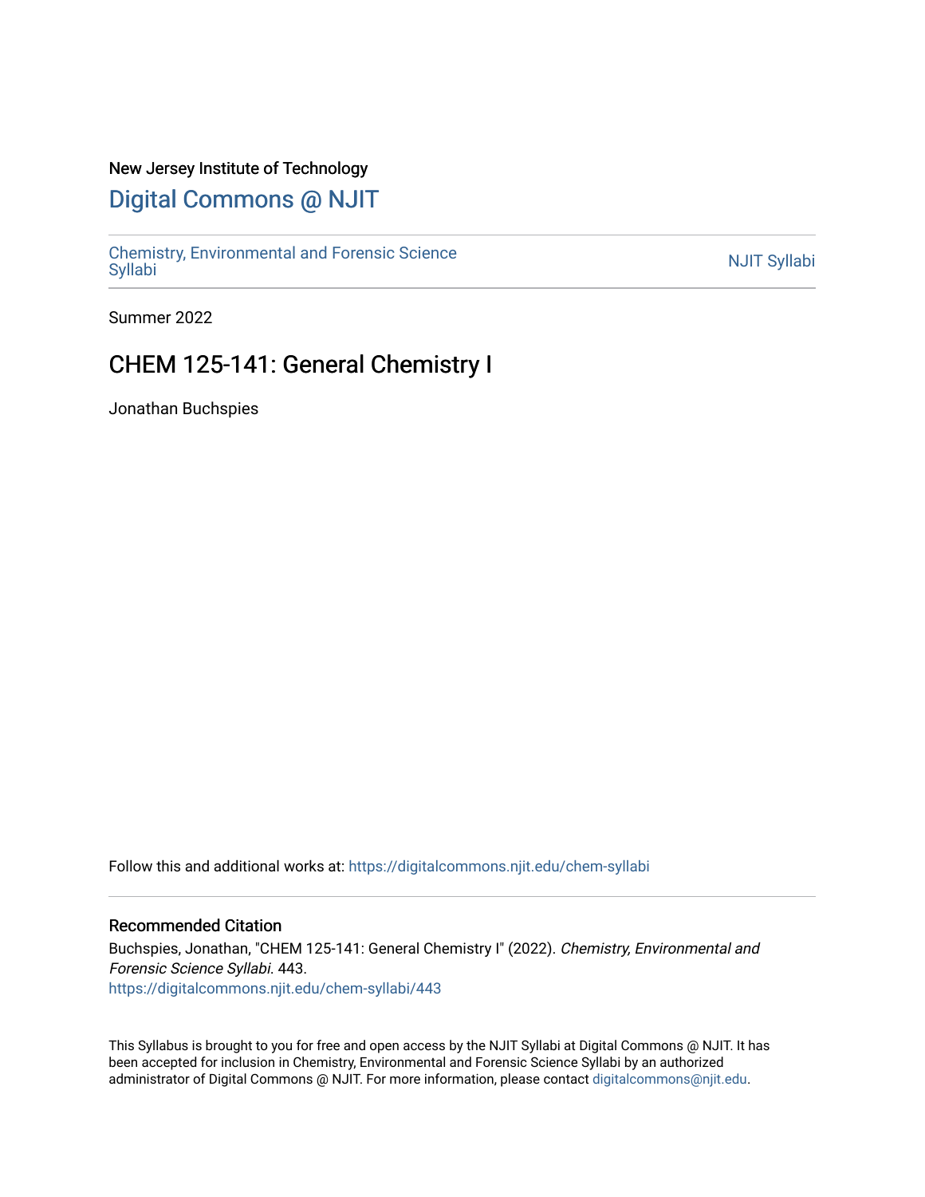New Jersey Institute of Technology

# Digital Commons @ NJIT

Chemistry, Environmental and Forensic Science Syllabi

NJIT Syllabi

Summer 2022

## CHEM 125-141: General Chemistry I

Jonathan Buchspies

Follow this and additional works at: https://digitalcommons.njit.edu/chem-syllabi

### Recommended Citation

Buchspies, Jonathan, "CHEM 125-141: General Chemistry I" (2022). *Chemistry, Environmental and Forensic Science Syllabi*. 443.
https://digitalcommons.njit.edu/chem-syllabi/443

This Syllabus is brought to you for free and open access by the NJIT Syllabi at Digital Commons @ NJIT. It has been accepted for inclusion in Chemistry, Environmental and Forensic Science Syllabi by an authorized administrator of Digital Commons @ NJIT. For more information, please contact digitalcommons@njit.edu.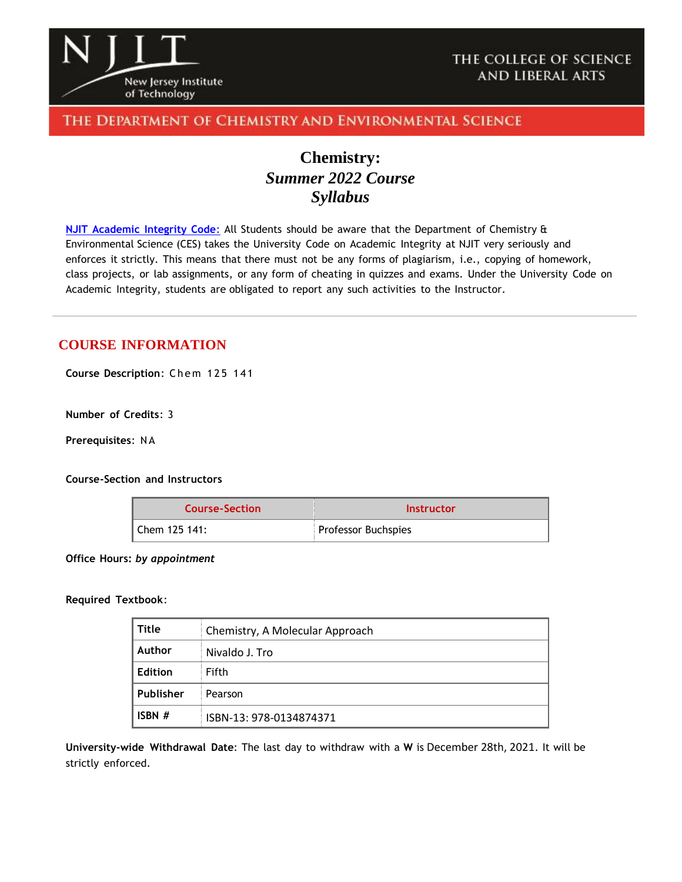NJIT New Jersey Institute of Technology

THE COLLEGE OF SCIENCE AND LIBERAL ARTS

THE DEPARTMENT OF CHEMISTRY AND ENVIRONMENTAL SCIENCE

# Chemistry:
## *Summer 2022 Course Syllabus*

NJIT Academic Integrity Code: All Students should be aware that the Department of Chemistry & Environmental Science (CES) takes the University Code on Academic Integrity at NJIT very seriously and enforces it strictly. This means that there must not be any forms of plagiarism, i.e., copying of homework, class projects, or lab assignments, or any form of cheating in quizzes and exams. Under the University Code on Academic Integrity, students are obligated to report any such activities to the Instructor.

---

## COURSE INFORMATION

**Course Description**: Chem 125 141

**Number of Credits**: 3

**Prerequisites**: NA

**Course-Section and Instructors**

| Course-Section | Instructor |
|---|---|
| Chem 125 141: | Professor Buchspies |

**Office Hours:** ***by appointment***

**Required Textbook**:

| | |
|---|---|
| **Title** | Chemistry, A Molecular Approach |
| **Author** | Nivaldo J. Tro |
| **Edition** | Fifth |
| **Publisher** | Pearson |
| **ISBN #** | ISBN-13: 978-0134874371 |

**University-wide Withdrawal Date**: The last day to withdraw with a **W** is December 28th, 2021. It will be strictly enforced.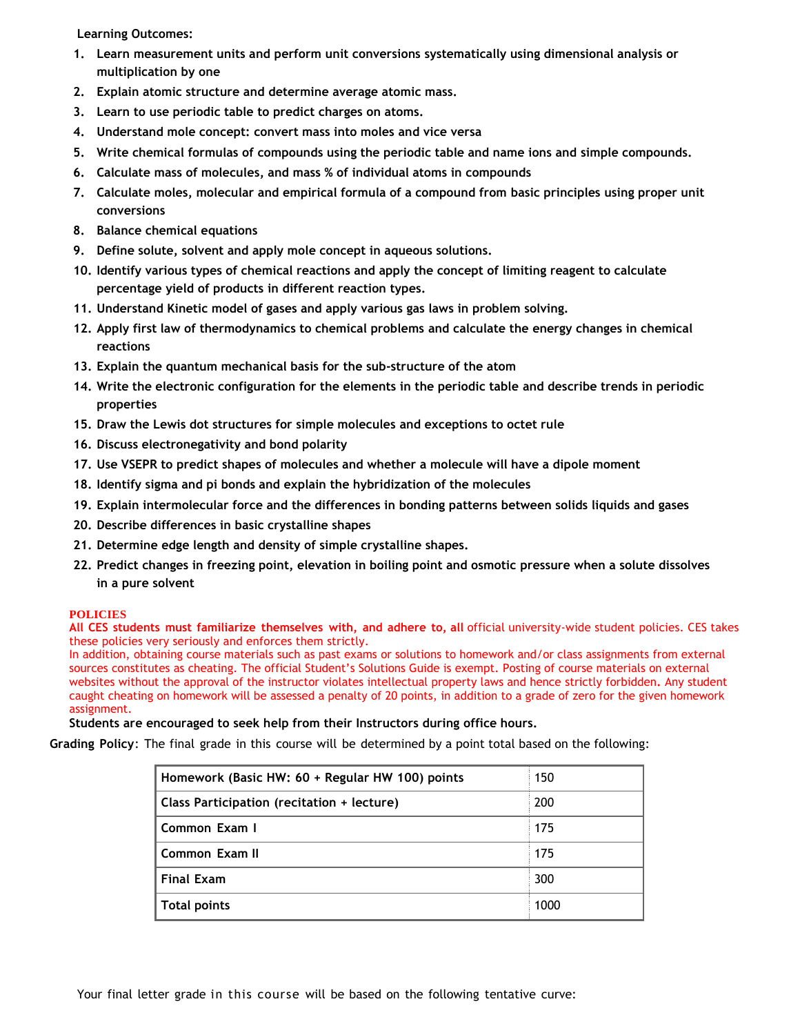**Learning Outcomes:**

1. **Learn measurement units and perform unit conversions systematically using dimensional analysis or multiplication by one**
2. **Explain atomic structure and determine average atomic mass.**
3. **Learn to use periodic table to predict charges on atoms.**
4. **Understand mole concept: convert mass into moles and vice versa**
5. **Write chemical formulas of compounds using the periodic table and name ions and simple compounds.**
6. **Calculate mass of molecules, and mass % of individual atoms in compounds**
7. **Calculate moles, molecular and empirical formula of a compound from basic principles using proper unit conversions**
8. **Balance chemical equations**
9. **Define solute, solvent and apply mole concept in aqueous solutions.**
10. **Identify various types of chemical reactions and apply the concept of limiting reagent to calculate percentage yield of products in different reaction types.**
11. **Understand Kinetic model of gases and apply various gas laws in problem solving.**
12. **Apply first law of thermodynamics to chemical problems and calculate the energy changes in chemical reactions**
13. **Explain the quantum mechanical basis for the sub-structure of the atom**
14. **Write the electronic configuration for the elements in the periodic table and describe trends in periodic properties**
15. **Draw the Lewis dot structures for simple molecules and exceptions to octet rule**
16. **Discuss electronegativity and bond polarity**
17. **Use VSEPR to predict shapes of molecules and whether a molecule will have a dipole moment**
18. **Identify sigma and pi bonds and explain the hybridization of the molecules**
19. **Explain intermolecular force and the differences in bonding patterns between solids liquids and gases**
20. **Describe differences in basic crystalline shapes**
21. **Determine edge length and density of simple crystalline shapes.**
22. **Predict changes in freezing point, elevation in boiling point and osmotic pressure when a solute dissolves in a pure solvent**

**POLICIES**

**All CES students must familiarize themselves with, and adhere to, all** official university-wide student policies. CES takes these policies very seriously and enforces them strictly.

In addition, obtaining course materials such as past exams or solutions to homework and/or class assignments from external sources constitutes as cheating. The official Student's Solutions Guide is exempt. Posting of course materials on external websites without the approval of the instructor violates intellectual property laws and hence strictly forbidden. Any student caught cheating on homework will be assessed a penalty of 20 points, in addition to a grade of zero for the given homework assignment.

**Students are encouraged to seek help from their Instructors during office hours.**

**Grading Policy**: The final grade in this course will be determined by a point total based on the following:

| Component | Points |
|---|---|
| **Homework (Basic HW: 60 + Regular HW 100) points** | 150 |
| **Class Participation (recitation + lecture)** | 200 |
| **Common Exam I** | 175 |
| **Common Exam II** | 175 |
| **Final Exam** | 300 |
| **Total points** | 1000 |

Your final letter grade in this course will be based on the following tentative curve: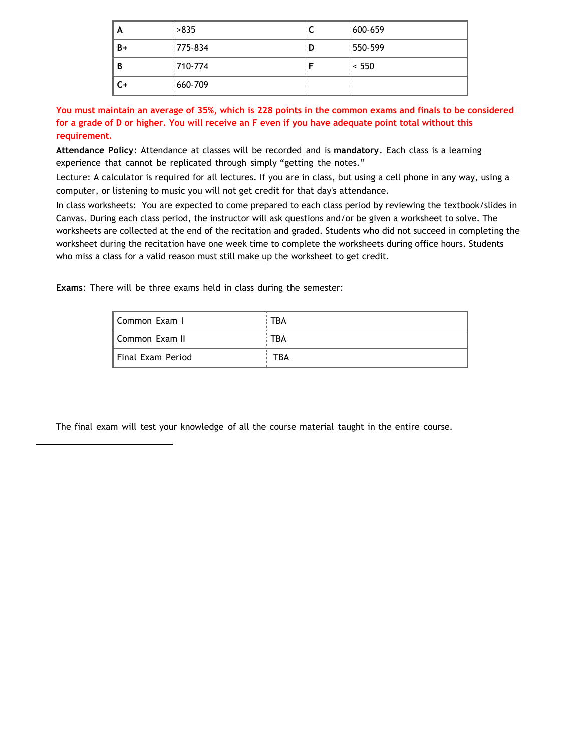| A | >835 | C | 600-659 |
|---|---|---|---|
| B+ | 775-834 | D | 550-599 |
| B | 710-774 | F | < 550 |
| C+ | 660-709 | | |

**You must maintain an average of 35%, which is 228 points in the common exams and finals to be considered for a grade of D or higher. You will receive an F even if you have adequate point total without this requirement.**

**Attendance Policy**: Attendance at classes will be recorded and is **mandatory**. Each class is a learning experience that cannot be replicated through simply "getting the notes."

Lecture: A calculator is required for all lectures. If you are in class, but using a cell phone in any way, using a computer, or listening to music you will not get credit for that day's attendance.

In class worksheets: You are expected to come prepared to each class period by reviewing the textbook/slides in Canvas. During each class period, the instructor will ask questions and/or be given a worksheet to solve. The worksheets are collected at the end of the recitation and graded. Students who did not succeed in completing the worksheet during the recitation have one week time to complete the worksheets during office hours. Students who miss a class for a valid reason must still make up the worksheet to get credit.

**Exams**: There will be three exams held in class during the semester:

| Common Exam I | TBA |
|---|---|
| Common Exam II | TBA |
| Final Exam Period | TBA |

The final exam will test your knowledge of all the course material taught in the entire course.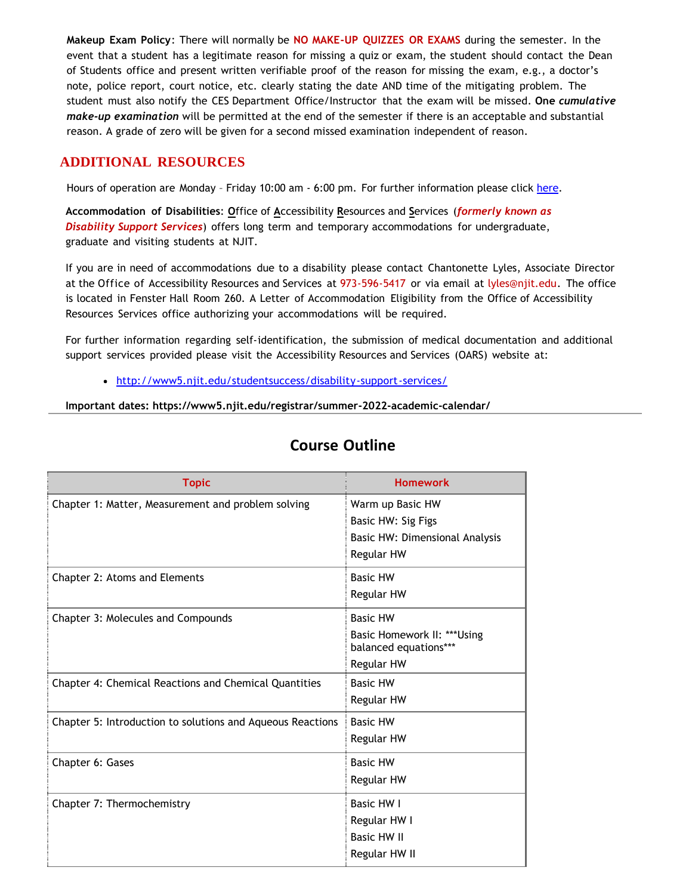**Makeup Exam Policy**: There will normally be **NO MAKE-UP QUIZZES OR EXAMS** during the semester. In the event that a student has a legitimate reason for missing a quiz or exam, the student should contact the Dean of Students office and present written verifiable proof of the reason for missing the exam, e.g., a doctor's note, police report, court notice, etc. clearly stating the date AND time of the mitigating problem. The student must also notify the CES Department Office/Instructor that the exam will be missed. **One *cumulative make-up examination*** will be permitted at the end of the semester if there is an acceptable and substantial reason. A grade of zero will be given for a second missed examination independent of reason.

## ADDITIONAL RESOURCES

Hours of operation are Monday – Friday 10:00 am - 6:00 pm. For further information please click here.

**Accommodation of Disabilities**: Office of Accessibility Resources and Services (***formerly known as Disability Support Services***) offers long term and temporary accommodations for undergraduate, graduate and visiting students at NJIT.

If you are in need of accommodations due to a disability please contact Chantonette Lyles, Associate Director at the Office of Accessibility Resources and Services at 973-596-5417 or via email at lyles@njit.edu. The office is located in Fenster Hall Room 260. A Letter of Accommodation Eligibility from the Office of Accessibility Resources Services office authorizing your accommodations will be required.

For further information regarding self-identification, the submission of medical documentation and additional support services provided please visit the Accessibility Resources and Services (OARS) website at:

- http://www5.njit.edu/studentsuccess/disability-support-services/

**Important dates: https://www5.njit.edu/registrar/summer-2022-academic-calendar/**

## Course Outline

| Topic | Homework |
|---|---|
| Chapter 1: Matter, Measurement and problem solving | Warm up Basic HW<br>Basic HW: Sig Figs<br>Basic HW: Dimensional Analysis<br>Regular HW |
| Chapter 2: Atoms and Elements | Basic HW<br>Regular HW |
| Chapter 3: Molecules and Compounds | Basic HW<br>Basic Homework II: ***Using balanced equations***<br>Regular HW |
| Chapter 4: Chemical Reactions and Chemical Quantities | Basic HW<br>Regular HW |
| Chapter 5: Introduction to solutions and Aqueous Reactions | Basic HW<br>Regular HW |
| Chapter 6: Gases | Basic HW<br>Regular HW |
| Chapter 7: Thermochemistry | Basic HW I<br>Regular HW I<br>Basic HW II<br>Regular HW II |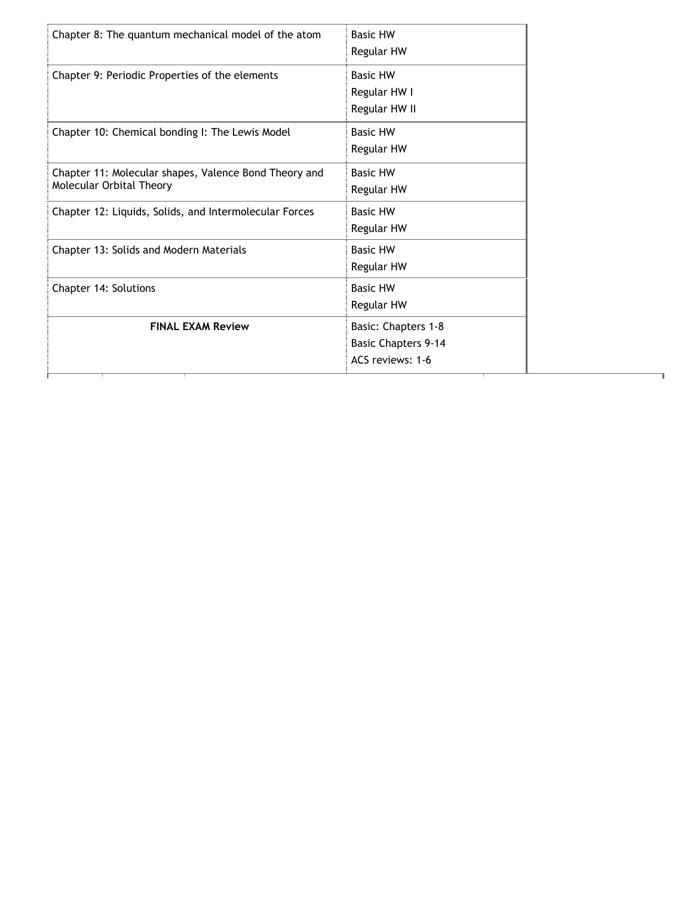| | |
|---|---|
| Chapter 8: The quantum mechanical model of the atom | Basic HW<br>Regular HW |
| Chapter 9: Periodic Properties of the elements | Basic HW<br>Regular HW I<br>Regular HW II |
| Chapter 10: Chemical bonding I: The Lewis Model | Basic HW<br>Regular HW |
| Chapter 11: Molecular shapes, Valence Bond Theory and Molecular Orbital Theory | Basic HW<br>Regular HW |
| Chapter 12: Liquids, Solids, and Intermolecular Forces | Basic HW<br>Regular HW |
| Chapter 13: Solids and Modern Materials | Basic HW<br>Regular HW |
| Chapter 14: Solutions | Basic HW<br>Regular HW |
| **FINAL EXAM Review** | Basic: Chapters 1-8<br>Basic Chapters 9-14<br>ACS reviews: 1-6 |